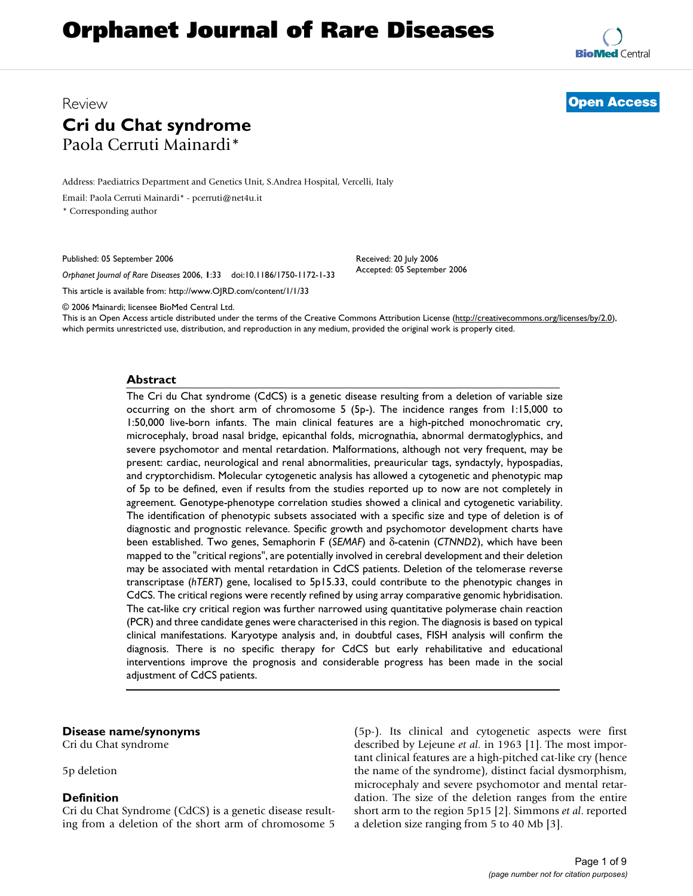# Orphanet Journal of Rare Diseases

Review

**Open Access**

# Cri du Chat syndrome

Paola Cerruti Mainardi*

Address: Paediatrics Department and Genetics Unit, S.Andrea Hospital, Vercelli, Italy

Email: Paola Cerruti Mainardi* - pcerruti@net4u.it

\* Corresponding author

Published: 05 September 2006

*Orphanet Journal of Rare Diseases* 2006, **1**:33 doi:10.1186/1750-1172-1-33

Received: 20 July 2006

Accepted: 05 September 2006

This article is available from: http://www.OJRD.com/content/1/1/33

© 2006 Mainardi; licensee BioMed Central Ltd.

This is an Open Access article distributed under the terms of the Creative Commons Attribution License (http://creativecommons.org/licenses/by/2.0), which permits unrestricted use, distribution, and reproduction in any medium, provided the original work is properly cited.

## Abstract

The Cri du Chat syndrome (CdCS) is a genetic disease resulting from a deletion of variable size occurring on the short arm of chromosome 5 (5p-). The incidence ranges from 1:15,000 to 1:50,000 live-born infants. The main clinical features are a high-pitched monochromatic cry, microcephaly, broad nasal bridge, epicanthal folds, micrognathia, abnormal dermatoglyphics, and severe psychomotor and mental retardation. Malformations, although not very frequent, may be present: cardiac, neurological and renal abnormalities, preauricular tags, syndactyly, hypospadias, and cryptorchidism. Molecular cytogenetic analysis has allowed a cytogenetic and phenotypic map of 5p to be defined, even if results from the studies reported up to now are not completely in agreement. Genotype-phenotype correlation studies showed a clinical and cytogenetic variability. The identification of phenotypic subsets associated with a specific size and type of deletion is of diagnostic and prognostic relevance. Specific growth and psychomotor development charts have been established. Two genes, Semaphorin F (*SEMAF*) and δ-catenin (*CTNND2*), which have been mapped to the "critical regions", are potentially involved in cerebral development and their deletion may be associated with mental retardation in CdCS patients. Deletion of the telomerase reverse transcriptase (*hTERT*) gene, localised to 5p15.33, could contribute to the phenotypic changes in CdCS. The critical regions were recently refined by using array comparative genomic hybridisation. The cat-like cry critical region was further narrowed using quantitative polymerase chain reaction (PCR) and three candidate genes were characterised in this region. The diagnosis is based on typical clinical manifestations. Karyotype analysis and, in doubtful cases, FISH analysis will confirm the diagnosis. There is no specific therapy for CdCS but early rehabilitative and educational interventions improve the prognosis and considerable progress has been made in the social adjustment of CdCS patients.

## Disease name/synonyms

Cri du Chat syndrome

5p deletion

## Definition

Cri du Chat Syndrome (CdCS) is a genetic disease resulting from a deletion of the short arm of chromosome 5 (5p-). Its clinical and cytogenetic aspects were first described by Lejeune *et al*. in 1963 [1]. The most important clinical features are a high-pitched cat-like cry (hence the name of the syndrome), distinct facial dysmorphism, microcephaly and severe psychomotor and mental retardation. The size of the deletion ranges from the entire short arm to the region 5p15 [2]. Simmons *et al*. reported a deletion size ranging from 5 to 40 Mb [3].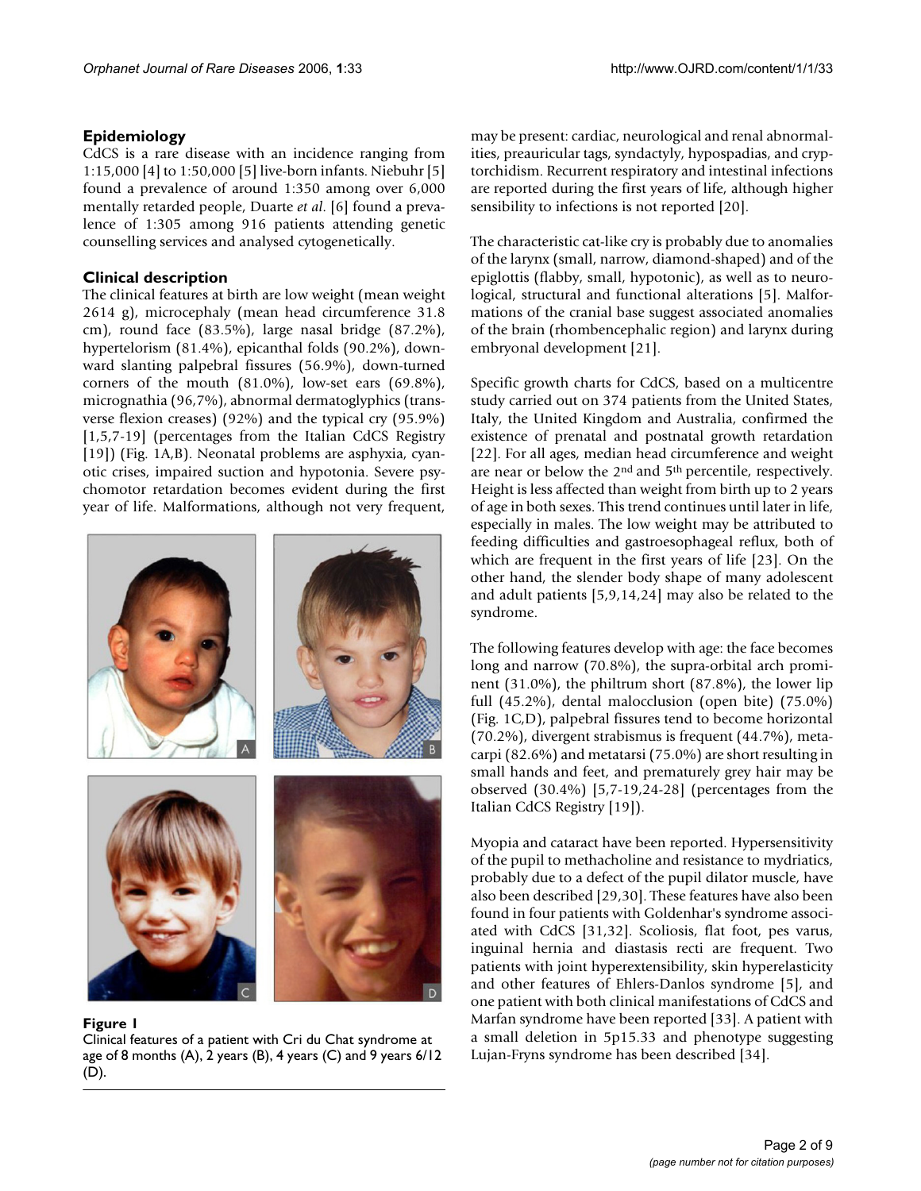## Epidemiology

CdCS is a rare disease with an incidence ranging from 1:15,000 [4] to 1:50,000 [5] live-born infants. Niebuhr [5] found a prevalence of around 1:350 among over 6,000 mentally retarded people, Duarte *et al*. [6] found a prevalence of 1:305 among 916 patients attending genetic counselling services and analysed cytogenetically.

## Clinical description

The clinical features at birth are low weight (mean weight 2614 g), microcephaly (mean head circumference 31.8 cm), round face (83.5%), large nasal bridge (87.2%), hypertelorism (81.4%), epicanthal folds (90.2%), downward slanting palpebral fissures (56.9%), down-turned corners of the mouth (81.0%), low-set ears (69.8%), micrognathia (96,7%), abnormal dermatoglyphics (transverse flexion creases) (92%) and the typical cry (95.9%) [1,5,7-19] (percentages from the Italian CdCS Registry [19]) (Fig. 1A,B). Neonatal problems are asphyxia, cyanotic crises, impaired suction and hypotonia. Severe psychomotor retardation becomes evident during the first year of life. Malformations, although not very frequent, may be present: cardiac, neurological and renal abnormalities, preauricular tags, syndactyly, hypospadias, and cryptorchidism. Recurrent respiratory and intestinal infections are reported during the first years of life, although higher sensibility to infections is not reported [20].

**Figure 1**
Clinical features of a patient with Cri du Chat syndrome at age of 8 months (A), 2 years (B), 4 years (C) and 9 years 6/12 (D).

The characteristic cat-like cry is probably due to anomalies of the larynx (small, narrow, diamond-shaped) and of the epiglottis (flabby, small, hypotonic), as well as to neurological, structural and functional alterations [5]. Malformations of the cranial base suggest associated anomalies of the brain (rhombencephalic region) and larynx during embryonal development [21].

Specific growth charts for CdCS, based on a multicentre study carried out on 374 patients from the United States, Italy, the United Kingdom and Australia, confirmed the existence of prenatal and postnatal growth retardation [22]. For all ages, median head circumference and weight are near or below the 2nd and 5th percentile, respectively. Height is less affected than weight from birth up to 2 years of age in both sexes. This trend continues until later in life, especially in males. The low weight may be attributed to feeding difficulties and gastroesophageal reflux, both of which are frequent in the first years of life [23]. On the other hand, the slender body shape of many adolescent and adult patients [5,9,14,24] may also be related to the syndrome.

The following features develop with age: the face becomes long and narrow (70.8%), the supra-orbital arch prominent (31.0%), the philtrum short (87.8%), the lower lip full (45.2%), dental malocclusion (open bite) (75.0%) (Fig. 1C,D), palpebral fissures tend to become horizontal (70.2%), divergent strabismus is frequent (44.7%), metacarpi (82.6%) and metatarsi (75.0%) are short resulting in small hands and feet, and prematurely grey hair may be observed (30.4%) [5,7-19,24-28] (percentages from the Italian CdCS Registry [19]).

Myopia and cataract have been reported. Hypersensitivity of the pupil to methacholine and resistance to mydriatics, probably due to a defect of the pupil dilator muscle, have also been described [29,30]. These features have also been found in four patients with Goldenhar's syndrome associated with CdCS [31,32]. Scoliosis, flat foot, pes varus, inguinal hernia and diastasis recti are frequent. Two patients with joint hyperextensibility, skin hyperelasticity and other features of Ehlers-Danlos syndrome [5], and one patient with both clinical manifestations of CdCS and Marfan syndrome have been reported [33]. A patient with a small deletion in 5p15.33 and phenotype suggesting Lujan-Fryns syndrome has been described [34].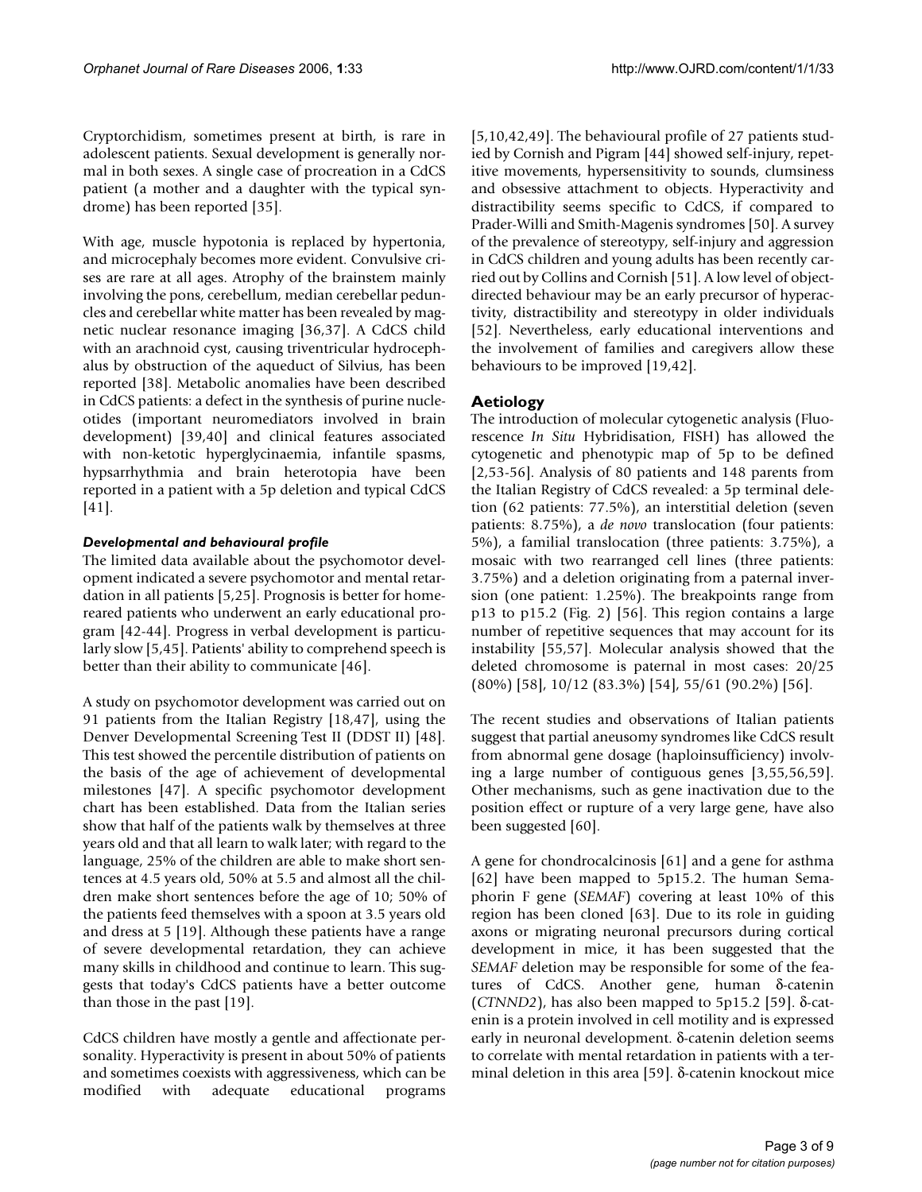Cryptorchidism, sometimes present at birth, is rare in adolescent patients. Sexual development is generally normal in both sexes. A single case of procreation in a CdCS patient (a mother and a daughter with the typical syndrome) has been reported [35].

With age, muscle hypotonia is replaced by hypertonia, and microcephaly becomes more evident. Convulsive crises are rare at all ages. Atrophy of the brainstem mainly involving the pons, cerebellum, median cerebellar peduncles and cerebellar white matter has been revealed by magnetic nuclear resonance imaging [36,37]. A CdCS child with an arachnoid cyst, causing triventricular hydrocephalus by obstruction of the aqueduct of Silvius, has been reported [38]. Metabolic anomalies have been described in CdCS patients: a defect in the synthesis of purine nucleotides (important neuromediators involved in brain development) [39,40] and clinical features associated with non-ketotic hyperglycinaemia, infantile spasms, hypsarrhythmia and brain heterotopia have been reported in a patient with a 5p deletion and typical CdCS [41].

### *Developmental and behavioural profile*

The limited data available about the psychomotor development indicated a severe psychomotor and mental retardation in all patients [5,25]. Prognosis is better for home-reared patients who underwent an early educational program [42-44]. Progress in verbal development is particularly slow [5,45]. Patients' ability to comprehend speech is better than their ability to communicate [46].

A study on psychomotor development was carried out on 91 patients from the Italian Registry [18,47], using the Denver Developmental Screening Test II (DDST II) [48]. This test showed the percentile distribution of patients on the basis of the age of achievement of developmental milestones [47]. A specific psychomotor development chart has been established. Data from the Italian series show that half of the patients walk by themselves at three years old and that all learn to walk later; with regard to the language, 25% of the children are able to make short sentences at 4.5 years old, 50% at 5.5 and almost all the children make short sentences before the age of 10; 50% of the patients feed themselves with a spoon at 3.5 years old and dress at 5 [19]. Although these patients have a range of severe developmental retardation, they can achieve many skills in childhood and continue to learn. This suggests that today's CdCS patients have a better outcome than those in the past [19].

CdCS children have mostly a gentle and affectionate personality. Hyperactivity is present in about 50% of patients and sometimes coexists with aggressiveness, which can be modified with adequate educational programs [5,10,42,49]. The behavioural profile of 27 patients studied by Cornish and Pigram [44] showed self-injury, repetitive movements, hypersensitivity to sounds, clumsiness and obsessive attachment to objects. Hyperactivity and distractibility seems specific to CdCS, if compared to Prader-Willi and Smith-Magenis syndromes [50]. A survey of the prevalence of stereotypy, self-injury and aggression in CdCS children and young adults has been recently carried out by Collins and Cornish [51]. A low level of object-directed behaviour may be an early precursor of hyperactivity, distractibility and stereotypy in older individuals [52]. Nevertheless, early educational interventions and the involvement of families and caregivers allow these behaviours to be improved [19,42].

## Aetiology

The introduction of molecular cytogenetic analysis (Fluorescence *In Situ* Hybridisation, FISH) has allowed the cytogenetic and phenotypic map of 5p to be defined [2,53-56]. Analysis of 80 patients and 148 parents from the Italian Registry of CdCS revealed: a 5p terminal deletion (62 patients: 77.5%), an interstitial deletion (seven patients: 8.75%), a *de novo* translocation (four patients: 5%), a familial translocation (three patients: 3.75%), a mosaic with two rearranged cell lines (three patients: 3.75%) and a deletion originating from a paternal inversion (one patient: 1.25%). The breakpoints range from p13 to p15.2 (Fig. 2) [56]. This region contains a large number of repetitive sequences that may account for its instability [55,57]. Molecular analysis showed that the deleted chromosome is paternal in most cases: 20/25 (80%) [58], 10/12 (83.3%) [54], 55/61 (90.2%) [56].

The recent studies and observations of Italian patients suggest that partial aneusomy syndromes like CdCS result from abnormal gene dosage (haploinsufficiency) involving a large number of contiguous genes [3,55,56,59]. Other mechanisms, such as gene inactivation due to the position effect or rupture of a very large gene, have also been suggested [60].

A gene for chondrocalcinosis [61] and a gene for asthma [62] have been mapped to 5p15.2. The human Semaphorin F gene (*SEMAF*) covering at least 10% of this region has been cloned [63]. Due to its role in guiding axons or migrating neuronal precursors during cortical development in mice, it has been suggested that the *SEMAF* deletion may be responsible for some of the features of CdCS. Another gene, human δ-catenin (*CTNND2*), has also been mapped to 5p15.2 [59]. δ-catenin is a protein involved in cell motility and is expressed early in neuronal development. δ-catenin deletion seems to correlate with mental retardation in patients with a terminal deletion in this area [59]. δ-catenin knockout mice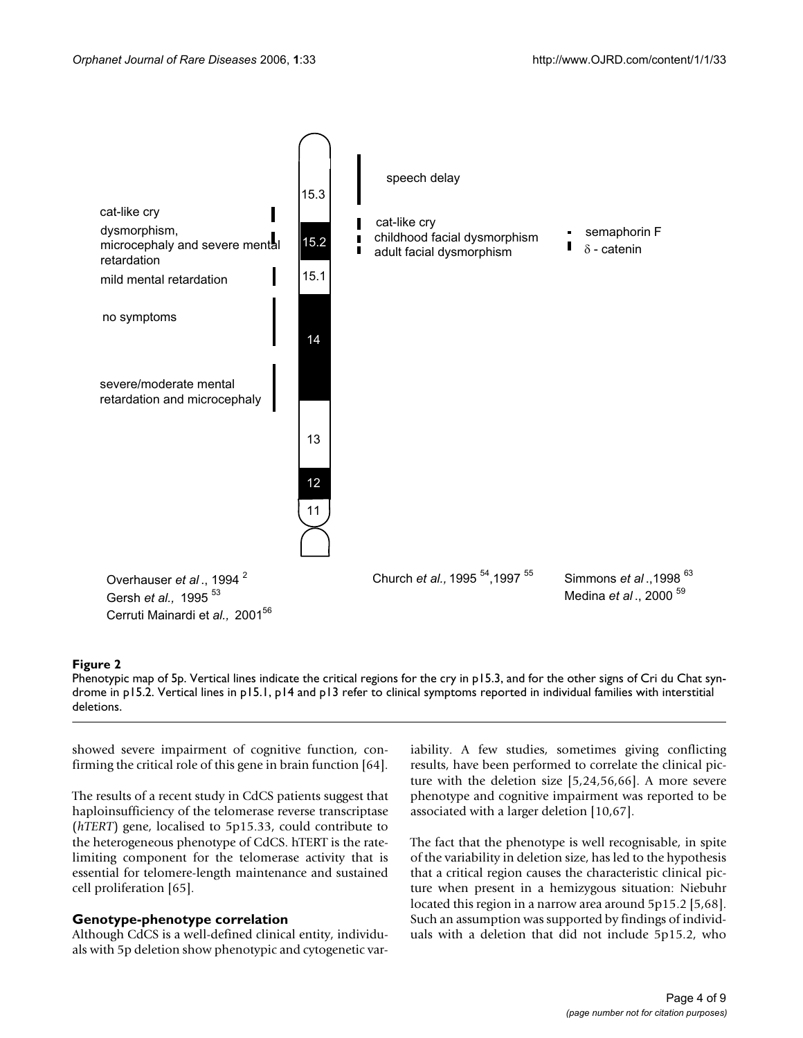**Figure 2**

Phenotypic map of 5p. Vertical lines indicate the critical regions for the cry in p15.3, and for the other signs of Cri du Chat syndrome in p15.2. Vertical lines in p15.1, p14 and p13 refer to clinical symptoms reported in individual families with interstitial deletions.

showed severe impairment of cognitive function, confirming the critical role of this gene in brain function [64].

The results of a recent study in CdCS patients suggest that haploinsufficiency of the telomerase reverse transcriptase (*hTERT*) gene, localised to 5p15.33, could contribute to the heterogeneous phenotype of CdCS. hTERT is the rate-limiting component for the telomerase activity that is essential for telomere-length maintenance and sustained cell proliferation [65].

## Genotype-phenotype correlation

Although CdCS is a well-defined clinical entity, individuals with 5p deletion show phenotypic and cytogenetic variability. A few studies, sometimes giving conflicting results, have been performed to correlate the clinical picture with the deletion size [5,24,56,66]. A more severe phenotype and cognitive impairment was reported to be associated with a larger deletion [10,67].

The fact that the phenotype is well recognisable, in spite of the variability in deletion size, has led to the hypothesis that a critical region causes the characteristic clinical picture when present in a hemizygous situation: Niebuhr located this region in a narrow area around 5p15.2 [5,68]. Such an assumption was supported by findings of individuals with a deletion that did not include 5p15.2, who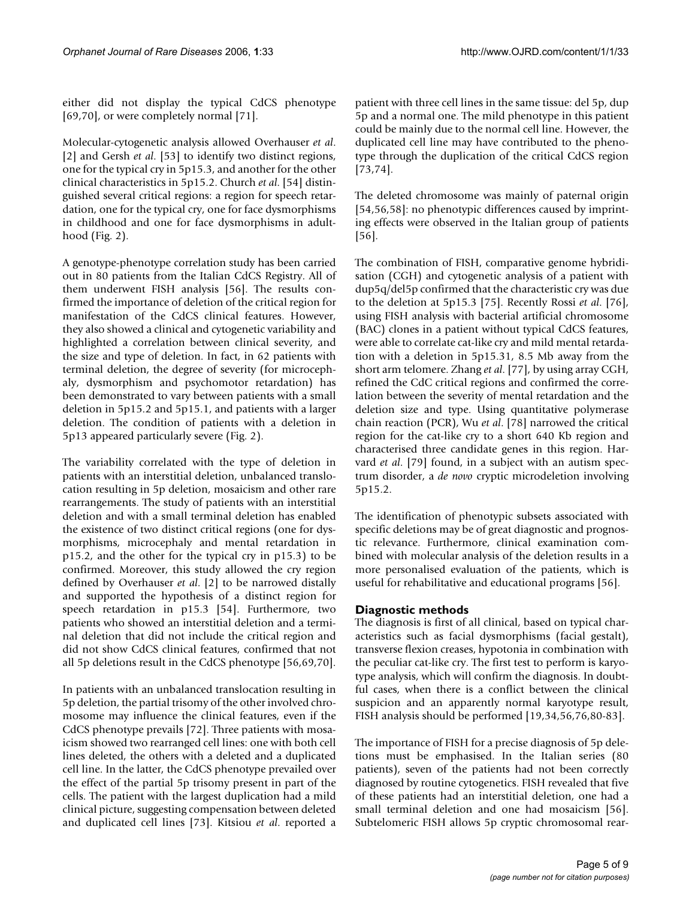either did not display the typical CdCS phenotype [69,70], or were completely normal [71].

Molecular-cytogenetic analysis allowed Overhauser *et al.* [2] and Gersh *et al.* [53] to identify two distinct regions, one for the typical cry in 5p15.3, and another for the other clinical characteristics in 5p15.2. Church *et al.* [54] distinguished several critical regions: a region for speech retardation, one for the typical cry, one for face dysmorphisms in childhood and one for face dysmorphisms in adulthood (Fig. 2).

A genotype-phenotype correlation study has been carried out in 80 patients from the Italian CdCS Registry. All of them underwent FISH analysis [56]. The results confirmed the importance of deletion of the critical region for manifestation of the CdCS clinical features. However, they also showed a clinical and cytogenetic variability and highlighted a correlation between clinical severity, and the size and type of deletion. In fact, in 62 patients with terminal deletion, the degree of severity (for microcephaly, dysmorphism and psychomotor retardation) has been demonstrated to vary between patients with a small deletion in 5p15.2 and 5p15.1, and patients with a larger deletion. The condition of patients with a deletion in 5p13 appeared particularly severe (Fig. 2).

The variability correlated with the type of deletion in patients with an interstitial deletion, unbalanced translocation resulting in 5p deletion, mosaicism and other rare rearrangements. The study of patients with an interstitial deletion and with a small terminal deletion has enabled the existence of two distinct critical regions (one for dysmorphisms, microcephaly and mental retardation in p15.2, and the other for the typical cry in p15.3) to be confirmed. Moreover, this study allowed the cry region defined by Overhauser *et al.* [2] to be narrowed distally and supported the hypothesis of a distinct region for speech retardation in p15.3 [54]. Furthermore, two patients who showed an interstitial deletion and a terminal deletion that did not include the critical region and did not show CdCS clinical features, confirmed that not all 5p deletions result in the CdCS phenotype [56,69,70].

In patients with an unbalanced translocation resulting in 5p deletion, the partial trisomy of the other involved chromosome may influence the clinical features, even if the CdCS phenotype prevails [72]. Three patients with mosaicism showed two rearranged cell lines: one with both cell lines deleted, the others with a deleted and a duplicated cell line. In the latter, the CdCS phenotype prevailed over the effect of the partial 5p trisomy present in part of the cells. The patient with the largest duplication had a mild clinical picture, suggesting compensation between deleted and duplicated cell lines [73]. Kitsiou *et al.* reported a patient with three cell lines in the same tissue: del 5p, dup 5p and a normal one. The mild phenotype in this patient could be mainly due to the normal cell line. However, the duplicated cell line may have contributed to the phenotype through the duplication of the critical CdCS region [73,74].

The deleted chromosome was mainly of paternal origin [54,56,58]: no phenotypic differences caused by imprinting effects were observed in the Italian group of patients [56].

The combination of FISH, comparative genome hybridisation (CGH) and cytogenetic analysis of a patient with dup5q/del5p confirmed that the characteristic cry was due to the deletion at 5p15.3 [75]. Recently Rossi *et al.* [76], using FISH analysis with bacterial artificial chromosome (BAC) clones in a patient without typical CdCS features, were able to correlate cat-like cry and mild mental retardation with a deletion in 5p15.31, 8.5 Mb away from the short arm telomere. Zhang *et al.* [77], by using array CGH, refined the CdC critical regions and confirmed the correlation between the severity of mental retardation and the deletion size and type. Using quantitative polymerase chain reaction (PCR), Wu *et al.* [78] narrowed the critical region for the cat-like cry to a short 640 Kb region and characterised three candidate genes in this region. Harvard *et al.* [79] found, in a subject with an autism spectrum disorder, a *de novo* cryptic microdeletion involving 5p15.2.

The identification of phenotypic subsets associated with specific deletions may be of great diagnostic and prognostic relevance. Furthermore, clinical examination combined with molecular analysis of the deletion results in a more personalised evaluation of the patients, which is useful for rehabilitative and educational programs [56].

## Diagnostic methods

The diagnosis is first of all clinical, based on typical characteristics such as facial dysmorphisms (facial gestalt), transverse flexion creases, hypotonia in combination with the peculiar cat-like cry. The first test to perform is karyotype analysis, which will confirm the diagnosis. In doubtful cases, when there is a conflict between the clinical suspicion and an apparently normal karyotype result, FISH analysis should be performed [19,34,56,76,80-83].

The importance of FISH for a precise diagnosis of 5p deletions must be emphasised. In the Italian series (80 patients), seven of the patients had not been correctly diagnosed by routine cytogenetics. FISH revealed that five of these patients had an interstitial deletion, one had a small terminal deletion and one had mosaicism [56]. Subtelomeric FISH allows 5p cryptic chromosomal rear-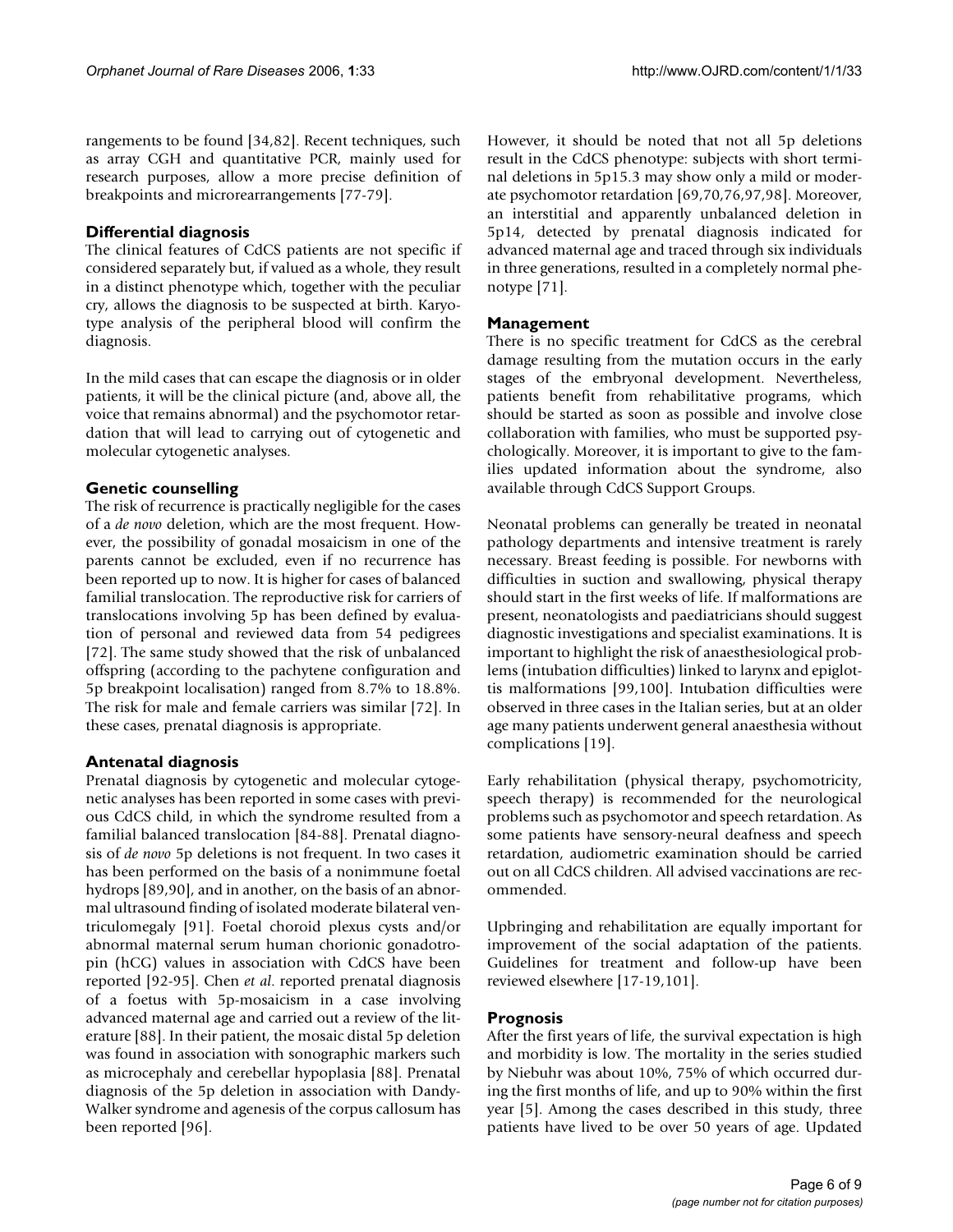rangements to be found [34,82]. Recent techniques, such as array CGH and quantitative PCR, mainly used for research purposes, allow a more precise definition of breakpoints and microrearrangements [77-79].

## Differential diagnosis

The clinical features of CdCS patients are not specific if considered separately but, if valued as a whole, they result in a distinct phenotype which, together with the peculiar cry, allows the diagnosis to be suspected at birth. Karyotype analysis of the peripheral blood will confirm the diagnosis.

In the mild cases that can escape the diagnosis or in older patients, it will be the clinical picture (and, above all, the voice that remains abnormal) and the psychomotor retardation that will lead to carrying out of cytogenetic and molecular cytogenetic analyses.

## Genetic counselling

The risk of recurrence is practically negligible for the cases of a *de novo* deletion, which are the most frequent. However, the possibility of gonadal mosaicism in one of the parents cannot be excluded, even if no recurrence has been reported up to now. It is higher for cases of balanced familial translocation. The reproductive risk for carriers of translocations involving 5p has been defined by evaluation of personal and reviewed data from 54 pedigrees [72]. The same study showed that the risk of unbalanced offspring (according to the pachytene configuration and 5p breakpoint localisation) ranged from 8.7% to 18.8%. The risk for male and female carriers was similar [72]. In these cases, prenatal diagnosis is appropriate.

## Antenatal diagnosis

Prenatal diagnosis by cytogenetic and molecular cytogenetic analyses has been reported in some cases with previous CdCS child, in which the syndrome resulted from a familial balanced translocation [84-88]. Prenatal diagnosis of *de novo* 5p deletions is not frequent. In two cases it has been performed on the basis of a nonimmune foetal hydrops [89,90], and in another, on the basis of an abnormal ultrasound finding of isolated moderate bilateral ventriculomegaly [91]. Foetal choroid plexus cysts and/or abnormal maternal serum human chorionic gonadotropin (hCG) values in association with CdCS have been reported [92-95]. Chen *et al.* reported prenatal diagnosis of a foetus with 5p-mosaicism in a case involving advanced maternal age and carried out a review of the literature [88]. In their patient, the mosaic distal 5p deletion was found in association with sonographic markers such as microcephaly and cerebellar hypoplasia [88]. Prenatal diagnosis of the 5p deletion in association with Dandy-Walker syndrome and agenesis of the corpus callosum has been reported [96].

However, it should be noted that not all 5p deletions result in the CdCS phenotype: subjects with short terminal deletions in 5p15.3 may show only a mild or moderate psychomotor retardation [69,70,76,97,98]. Moreover, an interstitial and apparently unbalanced deletion in 5p14, detected by prenatal diagnosis indicated for advanced maternal age and traced through six individuals in three generations, resulted in a completely normal phenotype [71].

## Management

There is no specific treatment for CdCS as the cerebral damage resulting from the mutation occurs in the early stages of the embryonal development. Nevertheless, patients benefit from rehabilitative programs, which should be started as soon as possible and involve close collaboration with families, who must be supported psychologically. Moreover, it is important to give to the families updated information about the syndrome, also available through CdCS Support Groups.

Neonatal problems can generally be treated in neonatal pathology departments and intensive treatment is rarely necessary. Breast feeding is possible. For newborns with difficulties in suction and swallowing, physical therapy should start in the first weeks of life. If malformations are present, neonatologists and paediatricians should suggest diagnostic investigations and specialist examinations. It is important to highlight the risk of anaesthesiological problems (intubation difficulties) linked to larynx and epiglottis malformations [99,100]. Intubation difficulties were observed in three cases in the Italian series, but at an older age many patients underwent general anaesthesia without complications [19].

Early rehabilitation (physical therapy, psychomotricity, speech therapy) is recommended for the neurological problems such as psychomotor and speech retardation. As some patients have sensory-neural deafness and speech retardation, audiometric examination should be carried out on all CdCS children. All advised vaccinations are recommended.

Upbringing and rehabilitation are equally important for improvement of the social adaptation of the patients. Guidelines for treatment and follow-up have been reviewed elsewhere [17-19,101].

## Prognosis

After the first years of life, the survival expectation is high and morbidity is low. The mortality in the series studied by Niebuhr was about 10%, 75% of which occurred during the first months of life, and up to 90% within the first year [5]. Among the cases described in this study, three patients have lived to be over 50 years of age. Updated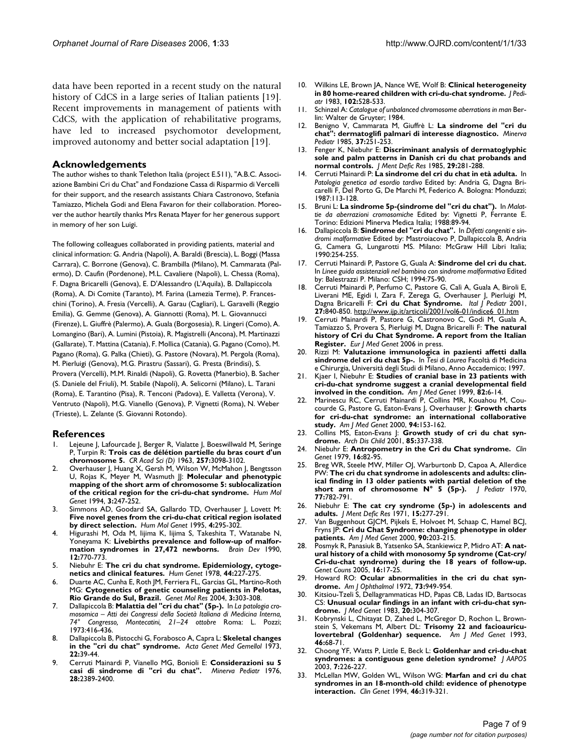data have been reported in a recent study on the natural history of CdCS in a large series of Italian patients [19]. Recent improvements in management of patients with CdCS, with the application of rehabilitative programs, have led to increased psychomotor development, improved autonomy and better social adaptation [19].

## Acknowledgements

The author wishes to thank Telethon Italia (project E.511), "A.B.C. Associazione Bambini Cri du Chat" and Fondazione Cassa di Risparmio di Vercelli for their support, and the research assistants Chiara Castronovo, Stefania Tamiazzo, Michela Godi and Elena Favaron for their collaboration. Moreover the author heartily thanks Mrs Renata Mayer for her generous support in memory of her son Luigi.

The following colleagues collaborated in providing patients, material and clinical information: G. Andria (Napoli), A. Baraldi (Brescia), L. Boggi (Massa Carrara), C. Borrone (Genova), C. Brambilla (Milano), M. Cammarata (Palermo), D. Caufin (Pordenone), M.L. Cavaliere (Napoli), L. Chessa (Roma), F. Dagna Bricarelli (Genova), E. D'Alessandro (L'Aquila), B. Dallapiccola (Roma), A. Di Comite (Taranto), M. Farina (Lamezia Terme), P. Franceschini (Torino), A. Fresia (Vercelli), A. Garau (Cagliari), L. Garavelli (Reggio Emilia), G. Gemme (Genova), A. Giannotti (Roma), M. L. Giovannucci (Firenze), L. Giuffrè (Palermo), A. Guala (Borgosesia), R. Lingeri (Como), A. Lomangino (Bari), A. Lumini (Pistoia), R. Magistrelli (Ancona), M. Martinazzi (Gallarate), T. Mattina (Catania), F. Mollica (Catania), G. Pagano (Como), M. Pagano (Roma), G. Palka (Chieti), G. Pastore (Novara), M. Pergola (Roma), M. Pierluigi (Genova), M.G. Pirastru (Sassari), G. Presta (Brindisi), S. Provera (Vercelli), M.M. Rinaldi (Napoli), G. Rovetta (Manerbio), B. Sacher (S. Daniele del Friuli), M. Stabile (Napoli), A. Selicorni (Milano), L. Tarani (Roma), E. Tarantino (Pisa), R. Tenconi (Padova), E. Valletta (Verona), V. Ventruto (Napoli), M.G. Vianello (Genova), P. Vignetti (Roma), N. Weber (Trieste), L. Zelante (S. Giovanni Rotondo).

## References

1. Lejeune J, Lafourcade J, Berger R, Vialatte J, Boeswillwald M, Seringe P, Turpin R: **Trois cas de délétion partielle du bras court d'un chromosome 5.** *CR Acad Sci (D)* 1963, **257:**3098-3102.
2. Overhauser J, Huang X, Gersh M, Wilson W, McMahon J, Bengtsson U, Rojas K, Meyer M, Wasmuth JJ: **Molecular and phenotypic mapping of the short arm of chromosome 5: sublocalization of the critical region for the cri-du-chat syndrome.** *Hum Mol Genet* 1994, **3:**247-252.
3. Simmons AD, Goodard SA, Gallardo TD, Overhauser J, Lovett M: **Five novel genes from the cri-du-chat critical region isolated by direct selection.** *Hum Mol Genet* 1995, **4:**295-302.
4. Higurashi M, Oda M, Iijima K, Iijima S, Takeshita T, Watanabe N, Yoneyama K: **Livebirths prevalence and follow-up of malformation syndromes in 27,472 newborns.** *Brain Dev* 1990, **12:**770-773.
5. Niebuhr E: **The cri du chat syndrome. Epidemiology, cytogenetics and clinical features.** *Hum Genet* 1978, **44:**227-275.
6. Duarte AC, Cunha E, Roth JM, Ferriera FL, Garcias GL, Martino-Roth MG: **Cytogenetics of genetic counseling patients in Pelotas, Rio Grande do Sul, Brazil.** *Genet Mol Res* 2004, **3:**303-308.
7. Dallapiccola B: **Malattia del "cri du chat" (5p-).** In *La patologia cromosomica – Atti dei Congressi della Società Italiana di Medicina Interna, 74° Congresso, Montecatini, 21–24 ottobre* Roma: L. Pozzi; 1973:416-436.
8. Dallapiccola B, Pistocchi G, Forabosco A, Capra L: **Skeletal changes in the "cri du chat" syndrome.** *Acta Genet Med Gemellol* 1973, **22:**39-44.
9. Cerruti Mainardi P, Vianello MG, Bonioli E: **Considerazioni su 5 casi di sindrome di "cri du chat".** *Minerva Pediatr* 1976, **28:**2389-2400.
10. Wilkins LE, Brown JA, Nance WE, Wolf B: **Clinical heterogeneity in 80 home-reared children with cri-du-chat syndrome.** *J Pediatr* 1983, **102:**528-533.
11. Schinzel A: *Catalogue of unbalanced chromosome aberrations in man* Berlin: Walter de Gruyter; 1984.
12. Benigno V, Cammarata M, Giuffrè L: **La sindrome del "cri du chat": dermatoglifi palmari di interesse diagnostico.** *Minerva Pediatr* 1985, **37:**251-253.
13. Fenger K, Niebuhr E: **Discriminant analysis of dermatoglyphic sole and palm patterns in Danish cri du chat probands and normal controls.** *J Ment Defic Res* 1985, **29:**281-288.
14. Cerruti Mainardi P: **La sindrome del cri du chat in età adulta.** In *Patologia genetica ad esordio tardivo* Edited by: Andria G, Dagna Bricarelli F, Del Porto G, De Marchi M, Federico A. Bologna: Monduzzi; 1987:113-128.
15. Bruni L: **La sindrome 5p-(sindrome del "cri du chat").** In *Malattie da aberrazioni cromosomiche* Edited by: Vignetti P, Ferrante E. Torino: Edizioni Minerva Medica Italia; 1988:89-94.
16. Dallapiccola B: **Sindrome del "cri du chat".** In *Difetti congeniti e sindromi malformative* Edited by: Mastroiacovo P, Dallapiccola B, Andria G, Camera G, Lungarotti MS. Milano: McGraw Hill Libri Italia; 1990:254-255.
17. Cerruti Mainardi P, Pastore G, Guala A: **Sindrome del cri du chat.** In *Linee guida assistenziali nel bambino con sindrome malformativa* Edited by: Balestrazzi P. Milano: CSH; 1994:75-90.
18. Cerruti Mainardi P, Perfumo C, Pastore G, Calì A, Guala A, Biroli E, Liverani ME, Egidi I, Zara F, Zerega G, Overhauser J, Pierluigi M, Dagna Bricarelli F: **Cri du Chat Syndrome.** *Ital J Pediatr* 2001, **27:**840-850. http://www.ijp.it/articoli/2001/vol6-01/indice6_01.htm
19. Cerruti Mainardi P, Pastore G, Castronovo C, Godi M, Guala A, Tamiazzo S, Provera S, Pierluigi M, Dagna Bricarelli F: **The natural history of Cri du Chat Syndrome. A report from the Italian Register.** *Eur J Med Genet* 2006 in press.
20. Rizzi M: **Valutazione immunologica in pazienti affetti dalla sindrome del cri du chat 5p-.** In *Tesi di Laurea* Facoltà di Medicina e Chirurgia, Università degli Studi di Milano, Anno Accademico; 1997.
21. Kjaer I, Niebuhr E: **Studies of cranial base in 23 patients with cri-du-chat syndrome suggest a cranial developmental field involved in the condition.** *Am J Med Genet* 1999, **82:**6-14.
22. Marinescu RC, Cerruti Mainardi P, Collins MR, Kouahou M, Coucourde G, Pastore G, Eaton-Evans J, Overhauser J: **Growth charts for cri-du-chat syndrome: an international collaborative study.** *Am J Med Genet* 2000, **94:**153-162.
23. Collins MS, Eaton-Evans J: **Growth study of cri du chat syndrome.** *Arch Dis Child* 2001, **85:**337-338.
24. Niebuhr E: **Antropometry in the Cri du Chat syndrome.** *Clin Genet* 1979, **16:**82-95.
25. Breg WR, Steele MW, Miller OJ, Warburtonb D, Capoa A, Allerdice PW: **The cri du chat syndrome in adolescents and adults: clinical finding in 13 older patients with partial deletion of the short arm of chromosome N° 5 (5p-).** *J Pediatr* 1970, **77:**782-791.
26. Niebuhr E: **The cat cry syndrome (5p-) in adolescents and adults.** *J Ment Defic Res* 1971, **15:**277-291.
27. Van Buggenhout GJCM, Pijkels E, Holvoet M, Schaap C, Hamel BCJ, Fryns JP: **Cri du Chat Syndrome: changing phenotype in older patients.** *Am J Med Genet* 2000, **90:**203-215.
28. Posmyk R, Panasiuk B, Yatsenko SA, Stankiewicz P, Midro AT: **A natural history of a child with monosomy 5p syndrome (Cat-cry/Cri-du-chat syndrome) during the 18 years of follow-up.** *Genet Couns* 2005, **16:**17-25.
29. Howard RO: **Ocular abnormalities in the cri du chat syndrome.** *Am J Ophthalmol* 1972, **73:**949-954.
30. Kitsiou-Tzeli S, Dellagrammaticas HD, Papas CB, Ladas ID, Bartsocas CS: **Unusual ocular findings in an infant with cri-du-chat syndrome.** *J Med Genet* 1983, **20:**304-307.
31. Kobrynski L, Chitayat D, Zahed L, McGregor D, Rochon L, Brownstein S, Vekemans M, Albert DL: **Trisomy 22 and facioauriculovertebral (Goldenhar) sequence.** *Am J Med Genet* 1993, **46:**68-71.
32. Choong YF, Watts P, Little E, Beck L: **Goldenhar and cri-du-chat syndromes: a contiguous gene deletion syndrome?** *J AAPOS* 2003, **7:**226-227.
33. McLellan MW, Golden WL, Wilson WG: **Marfan and cri du chat syndromes in an 18-month-old child: evidence of phenotype interaction.** *Clin Genet* 1994, **46:**319-321.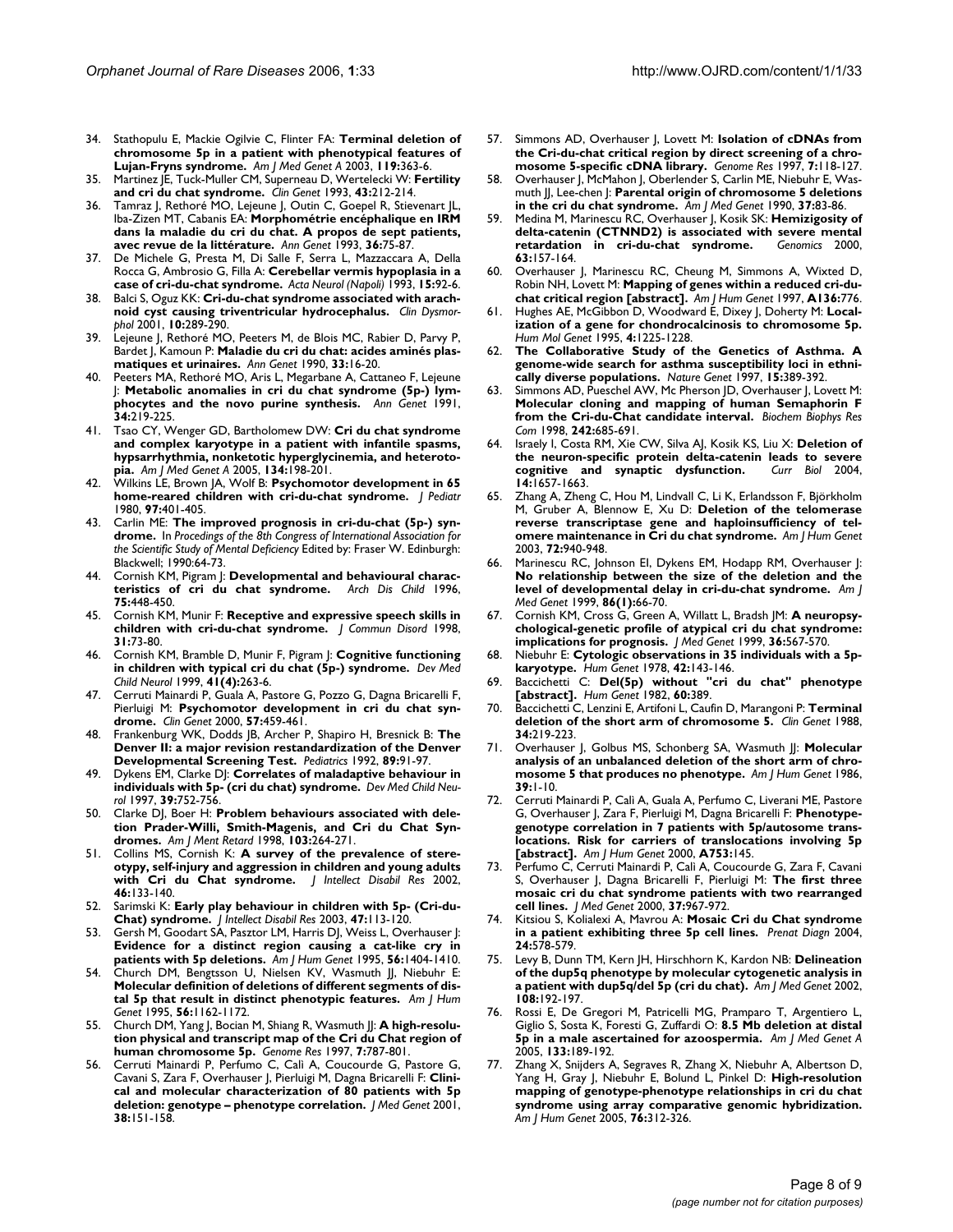34. Stathopulu E, Mackie Ogilvie C, Flinter FA: **Terminal deletion of chromosome 5p in a patient with phenotypical features of Lujan-Fryns syndrome.** *Am J Med Genet A* 2003, **119:**363-6.
35. Martinez JE, Tuck-Muller CM, Superneau D, Wertelecki W: **Fertility and cri du chat syndrome.** *Clin Genet* 1993, **43:**212-214.
36. Tamraz J, Rethoré MO, Lejeune J, Outin C, Goepel R, Stievenart JL, Iba-Zizen MT, Cabanis EA: **Morphométrie encéphalique en IRM dans la maladie du cri du chat. A propos de sept patients, avec revue de la littérature.** *Ann Genet* 1993, **36:**75-87.
37. De Michele G, Presta M, Di Salle F, Serra L, Mazzaccara A, Della Rocca G, Ambrosio G, Filla A: **Cerebellar vermis hypoplasia in a case of cri-du-chat syndrome.** *Acta Neurol (Napoli)* 1993, **15:**92-6.
38. Balci S, Oguz KK: **Cri-du-chat syndrome associated with arachnoid cyst causing triventricular hydrocephalus.** *Clin Dysmorphol* 2001, **10:**289-290.
39. Lejeune J, Rethoré MO, Peeters M, de Blois MC, Rabier D, Parvy P, Bardet J, Kamoun P: **Maladie du cri du chat: acides aminés plasmatiques et urinaires.** *Ann Genet* 1990, **33:**16-20.
40. Peeters MA, Rethoré MO, Aris L, Megarbane A, Cattaneo F, Lejeune J: **Metabolic anomalies in cri du chat syndrome (5p-) lymphocytes and the novo purine synthesis.** *Ann Genet* 1991, **34:**219-225.
41. Tsao CY, Wenger GD, Bartholomew DW: **Cri du chat syndrome and complex karyotype in a patient with infantile spasms, hypsarrhythmia, nonketotic hyperglycinemia, and heterotopia.** *Am J Med Genet A* 2005, **134:**198-201.
42. Wilkins LE, Brown JA, Wolf B: **Psychomotor development in 65 home-reared children with cri-du-chat syndrome.** *J Pediatr* 1980, **97:**401-405.
43. Carlin ME: **The improved prognosis in cri-du-chat (5p-) syndrome.** In *Procedings of the 8th Congress of International Association for the Scientific Study of Mental Deficiency* Edited by: Fraser W. Edinburgh: Blackwell; 1990:64-73.
44. Cornish KM, Pigram J: **Developmental and behavioural characteristics of cri du chat syndrome.** *Arch Dis Child* 1996, **75:**448-450.
45. Cornish KM, Munir F: **Receptive and expressive speech skills in children with cri-du-chat syndrome.** *J Commun Disord* 1998, **31:**73-80.
46. Cornish KM, Bramble D, Munir F, Pigram J: **Cognitive functioning in children with typical cri du chat (5p-) syndrome.** *Dev Med Child Neurol* 1999, **41(4):**263-6.
47. Cerruti Mainardi P, Guala A, Pastore G, Pozzo G, Dagna Bricarelli F, Pierluigi M: **Psychomotor development in cri du chat syndrome.** *Clin Genet* 2000, **57:**459-461.
48. Frankenburg WK, Dodds JB, Archer P, Shapiro H, Bresnick B: **The Denver II: a major revision restandardization of the Denver Developmental Screening Test.** *Pediatrics* 1992, **89:**91-97.
49. Dykens EM, Clarke DJ: **Correlates of maladaptive behaviour in individuals with 5p- (cri du chat) syndrome.** *Dev Med Child Neurol* 1997, **39:**752-756.
50. Clarke DJ, Boer H: **Problem behaviours associated with deletion Prader-Willi, Smith-Magenis, and Cri du Chat Syndromes.** *Am J Ment Retard* 1998, **103:**264-271.
51. Collins MS, Cornish K: **A survey of the prevalence of stereotypy, self-injury and aggression in children and young adults with Cri du Chat syndrome.** *J Intellect Disabil Res* 2002, **46:**133-140.
52. Sarimski K: **Early play behaviour in children with 5p- (Cri-du-Chat) syndrome.** *J Intellect Disabil Res* 2003, **47:**113-120.
53. Gersh M, Goodart SA, Pasztor LM, Harris DJ, Weiss L, Overhauser J: **Evidence for a distinct region causing a cat-like cry in patients with 5p deletions.** *Am J Hum Genet* 1995, **56:**1404-1410.
54. Church DM, Bengtsson U, Nielsen KV, Wasmuth JJ, Niebuhr E: **Molecular definition of deletions of different segments of distal 5p that result in distinct phenotypic features.** *Am J Hum Genet* 1995, **56:**1162-1172.
55. Church DM, Yang J, Bocian M, Shiang R, Wasmuth JJ: **A high-resolution physical and transcript map of the Cri du Chat region of human chromosome 5p.** *Genome Res* 1997, **7:**787-801.
56. Cerruti Mainardi P, Perfumo C, Calì A, Coucourde G, Pastore G, Cavani S, Zara F, Overhauser J, Pierluigi M, Dagna Bricarelli F: **Clinical and molecular characterization of 80 patients with 5p deletion: genotype – phenotype correlation.** *J Med Genet* 2001, **38:**151-158.
57. Simmons AD, Overhauser J, Lovett M: **Isolation of cDNAs from the Cri-du-chat critical region by direct screening of a chromosome 5-specific cDNA library.** *Genome Res* 1997, **7:**118-127.
58. Overhauser J, McMahon J, Oberlender S, Carlin ME, Niebuhr E, Wasmuth JJ, Lee-chen J: **Parental origin of chromosome 5 deletions in the cri du chat syndrome.** *Am J Med Genet* 1990, **37:**83-86.
59. Medina M, Marinescu RC, Overhauser J, Kosik SK: **Hemizigosity of delta-catenin (CTNND2) is associated with severe mental retardation in cri-du-chat syndrome.** *Genomics* 2000, **63:**157-164.
60. Overhauser J, Marinescu RC, Cheung M, Simmons A, Wixted D, Robin NH, Lovett M: **Mapping of genes within a reduced cri-du-chat critical region [abstract].** *Am J Hum Genet* 1997, **A136:**776.
61. Hughes AE, McGibbon D, Woodward E, Dixey J, Doherty M: **Localization of a gene for chondrocalcinosis to chromosome 5p.** *Hum Mol Genet* 1995, **4:**1225-1228.
62. **The Collaborative Study of the Genetics of Asthma. A genome-wide search for asthma susceptibility loci in ethnically diverse populations.** *Nature Genet* 1997, **15:**389-392.
63. Simmons AD, Pueschel AW, Mc Pherson JD, Overhauser J, Lovett M: **Molecular cloning and mapping of human Semaphorin F from the Cri-du-Chat candidate interval.** *Biochem Biophys Res Com* 1998, **242:**685-691.
64. Israely I, Costa RM, Xie CW, Silva AJ, Kosik KS, Liu X: **Deletion of the neuron-specific protein delta-catenin leads to severe cognitive and synaptic dysfunction.** *Curr Biol* 2004, **14:**1657-1663.
65. Zhang A, Zheng C, Hou M, Lindvall C, Li K, Erlandsson F, Björkholm M, Gruber A, Blennow E, Xu D: **Deletion of the telomerase reverse transcriptase gene and haploinsufficiency of telomere maintenance in Cri du chat syndrome.** *Am J Hum Genet* 2003, **72:**940-948.
66. Marinescu RC, Johnson EI, Dykens EM, Hodapp RM, Overhauser J: **No relationship between the size of the deletion and the level of developmental delay in cri-du-chat syndrome.** *Am J Med Genet* 1999, **86(1):**66-70.
67. Cornish KM, Cross G, Green A, Willatt L, Bradsh JM: **A neuropsychological-genetic profile of atypical cri du chat syndrome: implications for prognosis.** *J Med Genet* 1999, **36:**567-570.
68. Niebuhr E: **Cytologic observations in 35 individuals with a 5p-karyotype.** *Hum Genet* 1978, **42:**143-146.
69. Baccichetti C: **Del(5p) without "cri du chat" phenotype [abstract].** *Hum Genet* 1982, **60:**389.
70. Baccichetti C, Lenzini E, Artifoni L, Caufin D, Marangoni P: **Terminal deletion of the short arm of chromosome 5.** *Clin Genet* 1988, **34:**219-223.
71. Overhauser J, Golbus MS, Schonberg SA, Wasmuth JJ: **Molecular analysis of an unbalanced deletion of the short arm of chromosome 5 that produces no phenotype.** *Am J Hum Genet* 1986, **39:**1-10.
72. Cerruti Mainardi P, Calì A, Guala A, Perfumo C, Liverani ME, Pastore G, Overhauser J, Zara F, Pierluigi M, Dagna Bricarelli F: **Phenotype-genotype correlation in 7 patients with 5p/autosome translocations. Risk for carriers of translocations involving 5p [abstract].** *Am J Hum Genet* 2000, **A753:**145.
73. Perfumo C, Cerruti Mainardi P, Calì A, Coucourde G, Zara F, Cavani S, Overhauser J, Dagna Bricarelli F, Pierluigi M: **The first three mosaic cri du chat syndrome patients with two rearranged cell lines.** *J Med Genet* 2000, **37:**967-972.
74. Kitsiou S, Kolialexi A, Mavrou A: **Mosaic Cri du Chat syndrome in a patient exhibiting three 5p cell lines.** *Prenat Diagn* 2004, **24:**578-579.
75. Levy B, Dunn TM, Kern JH, Hirschhorn K, Kardon NB: **Delineation of the dup5q phenotype by molecular cytogenetic analysis in a patient with dup5q/del 5p (cri du chat).** *Am J Med Genet* 2002, **108:**192-197.
76. Rossi E, De Gregori M, Patricelli MG, Pramparo T, Argentiero L, Giglio S, Sosta K, Foresti G, Zuffardi O: **8.5 Mb deletion at distal 5p in a male ascertained for azoospermia.** *Am J Med Genet A* 2005, **133:**189-192.
77. Zhang X, Snijders A, Segraves R, Zhang X, Niebuhr A, Albertson D, Yang H, Gray J, Niebuhr E, Bolund L, Pinkel D: **High-resolution mapping of genotype-phenotype relationships in cri du chat syndrome using array comparative genomic hybridization.** *Am J Hum Genet* 2005, **76:**312-326.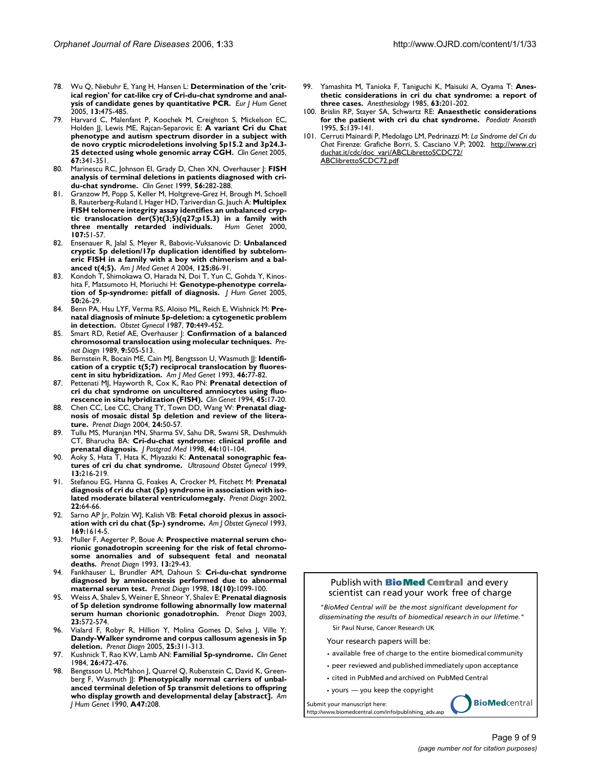78. Wu Q, Niebuhr E, Yang H, Hansen L: **Determination of the 'critical region' for cat-like cry of Cri-du-chat syndrome and analysis of candidate genes by quantitative PCR.** *Eur J Hum Genet* 2005, **13:**475-485.
79. Harvard C, Malenfant P, Koochek M, Creighton S, Mickelson EC, Holden JJ, Lewis ME, Rajcan-Separovic E: **A variant Cri du Chat phenotype and autism spectrum disorder in a subject with de novo cryptic microdeletions involving 5p15.2 and 3p24.3-25 detected using whole genomic array CGH.** *Clin Genet* 2005, **67:**341-351.
80. Marinescu RC, Johnson EI, Grady D, Chen XN, Overhauser J: **FISH analysis of terminal deletions in patients diagnosed with cri-du-chat syndrome.** *Clin Genet* 1999, **56:**282-288.
81. Granzow M, Popp S, Keller M, Holtgreve-Grez H, Brough M, Schoell B, Rauterberg-Ruland I, Hager HD, Tariverdian G, Jauch A: **Multiplex FISH telomere integrity assay identifies an unbalanced cryptic translocation der(5)t(3;5)(q27;p15.3) in a family with three mentally retarded individuals.** *Hum Genet* 2000, **107:**51-57.
82. Ensenauer R, Jalal S, Meyer R, Babovic-Vuksanovic D: **Unbalanced cryptic 5p deletion/17p duplication identified by subtelomeric FISH in a family with a boy with chimerism and a balanced t(4;5).** *Am J Med Genet A* 2004, **125:**86-91.
83. Kondoh T, Shimokawa O, Harada N, Doi T, Yun C, Gohda Y, Kinoshita F, Matsumoto H, Moriuchi H: **Genotype-phenotype correlation of 5p-syndrome: pitfall of diagnosis.** *J Hum Genet* 2005, **50:**26-29.
84. Benn PA, Hsu LYF, Verma RS, Aloiso ML, Reich E, Wishnick M: **Prenatal diagnosis of minute 5p-deletion: a cytogenetic problem in detection.** *Obstet Gynecol* 1987, **70:**449-452.
85. Smart RD, Retief AE, Overhauser J: **Confirmation of a balanced chromosomal translocation using molecular techniques.** *Prenat Diagn* 1989, **9:**505-513.
86. Bernstein R, Bocain ME, Cain MJ, Bengtsson U, Wasmuth JJ: **Identification of a cryptic t(5;7) reciprocal translocation by fluorescent in situ hybridization.** *Am J Med Genet* 1993, **46:**77-82.
87. Pettenati MJ, Hayworth R, Cox K, Rao PN: **Prenatal detection of cri du chat syndrome on uncultered amniocytes using fluorescence in situ hybridization (FISH).** *Clin Genet* 1994, **45:**17-20.
88. Chen CC, Lee CC, Chang TY, Town DD, Wang W: **Prenatal diagnosis of mosaic distal 5p deletion and review of the literature.** *Prenat Diagn* 2004, **24:**50-57.
89. Tullu MS, Muranjan MN, Sharma SV, Sahu DR, Swami SR, Deshmukh CT, Bharucha BA: **Cri-du-chat syndrome: clinical profile and prenatal diagnosis.** *J Postgrad Med* 1998, **44:**101-104.
90. Aoky S, Hata T, Hata K, Miyazaki K: **Antenatal sonographic features of cri du chat syndrome.** *Ultrasound Obstet Gynecol* 1999, **13:**216-219.
91. Stefanou EG, Hanna G, Foakes A, Crocker M, Fitchett M: **Prenatal diagnosis of cri du chat (5p) syndrome in association with isolated moderate bilateral ventriculomegaly.** *Prenat Diagn* 2002, **22:**64-66.
92. Sarno AP Jr, Polzin WJ, Kalish VB: **Fetal choroid plexus in association with cri du chat (5p-) syndrome.** *Am J Obstet Gynecol* 1993, **169:**1614-5.
93. Muller F, Aegerter P, Boue A: **Prospective maternal serum chorionic gonadotropin screening for the risk of fetal chromosome anomalies and of subsequent fetal and neonatal deaths.** *Prenat Diagn* 1993, **13:**29-43.
94. Fankhauser L, Brundler AM, Dahoun S: **Cri-du-chat syndrome diagnosed by amniocentesis performed due to abnormal maternal serum test.** *Prenat Diagn* 1998, **18(10):**1099-100.
95. Weiss A, Shalev S, Weiner E, Shneor Y, Shalev E: **Prenatal diagnosis of 5p deletion syndrome following abnormally low maternal serum human chorionic gonadotrophin.** *Prenat Diagn* 2003, **23:**572-574.
96. Vialard F, Robyr R, Hillion Y, Molina Gomes D, Selva J, Ville Y: **Dandy-Walker syndrome and corpus callosum agenesis in 5p deletion.** *Prenat Diagn* 2005, **25:**311-313.
97. Kushnick T, Rao KW, Lamb AN: **Familial 5p-syndrome.** *Clin Genet* 1984, **26:**472-476.
98. Bengtsson U, McMahon J, Quarrel Q, Rubenstein C, David K, Greenberg F, Wasmuth JJ: **Phenotypically normal carriers of unbalanced terminal deletion of 5p transmit deletions to offspring who display growth and developmental delay [abstract].** *Am J Hum Genet* 1990, **A47:**208.
99. Yamashita M, Tanioka F, Taniguchi K, Maisuki A, Oyama T: **Anesthetic considerations in cri du chat syndrome: a report of three cases.** *Anesthesiology* 1985, **63:**201-202.
100. Brislin RP, Stayer SA, Schwartz RE: **Anaesthetic considerations for the patient with cri du chat syndrome.** *Paediatr Anaesth* 1995, **5:**139-141.
101. Cerruti Mainardi P, Medolago LM, Pedrinazzi M: *La Sindrome del Cri du Chat* Firenze: Grafiche Borri, S. Casciano V.P; 2002. http://www.criduchat.it/cdc/doc_vari/ABCLibrettoSCDC72/ABClibrettoSCDC72.pdf

Publish with **BioMed Central** and every scientist can read your work free of charge

*"BioMed Central will be the most significant development for disseminating the results of biomedical research in our lifetime."*
Sir Paul Nurse, Cancer Research UK

Your research papers will be:

- available free of charge to the entire biomedical community
- peer reviewed and published immediately upon acceptance
- cited in PubMed and archived on PubMed Central
- yours — you keep the copyright

Submit your manuscript here:
http://www.biomedcentral.com/info/publishing_adv.asp

BioMedcentral